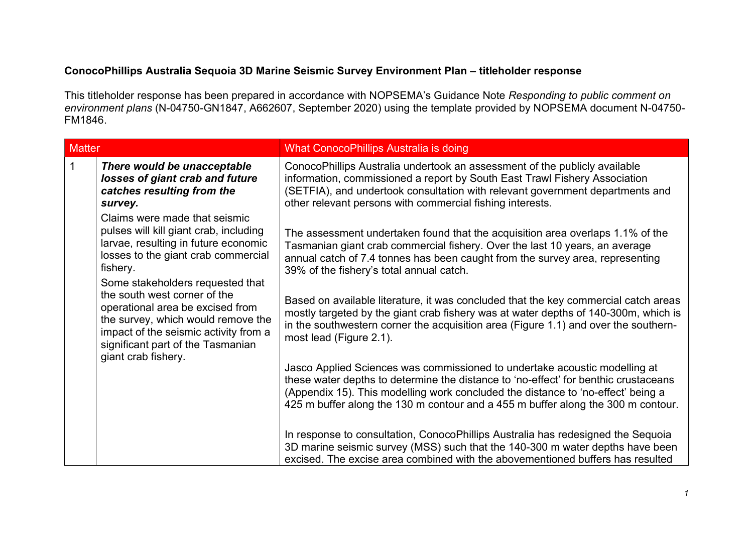**ConocoPhillips Australia Sequoia 3D Marine Seismic Survey Environment Plan – titleholder response**

This titleholder response has been prepared in accordance with NOPSEMA's Guidance Note *Responding to public comment on environment plans* (N-04750-GN1847, A662607, September 2020) using the template provided by NOPSEMA document N-04750-FM1846.

| Matter | | What ConocoPhillips Australia is doing |
|---|---|---|
| 1 | ***There would be unacceptable losses of giant crab and future catches resulting from the survey.*** <br><br> Claims were made that seismic pulses will kill giant crab, including larvae, resulting in future economic losses to the giant crab commercial fishery. <br><br> Some stakeholders requested that the south west corner of the operational area be excised from the survey, which would remove the impact of the seismic activity from a significant part of the Tasmanian giant crab fishery. | ConocoPhillips Australia undertook an assessment of the publicly available information, commissioned a report by South East Trawl Fishery Association (SETFIA), and undertook consultation with relevant government departments and other relevant persons with commercial fishing interests. <br><br> The assessment undertaken found that the acquisition area overlaps 1.1% of the Tasmanian giant crab commercial fishery. Over the last 10 years, an average annual catch of 7.4 tonnes has been caught from the survey area, representing 39% of the fishery's total annual catch. <br><br> Based on available literature, it was concluded that the key commercial catch areas mostly targeted by the giant crab fishery was at water depths of 140-300m, which is in the southwestern corner the acquisition area (Figure 1.1) and over the southern-most lead (Figure 2.1). <br><br> Jasco Applied Sciences was commissioned to undertake acoustic modelling at these water depths to determine the distance to 'no-effect' for benthic crustaceans (Appendix 15). This modelling work concluded the distance to 'no-effect' being a 425 m buffer along the 130 m contour and a 455 m buffer along the 300 m contour. <br><br> In response to consultation, ConocoPhillips Australia has redesigned the Sequoia 3D marine seismic survey (MSS) such that the 140-300 m water depths have been excised. The excise area combined with the abovementioned buffers has resulted |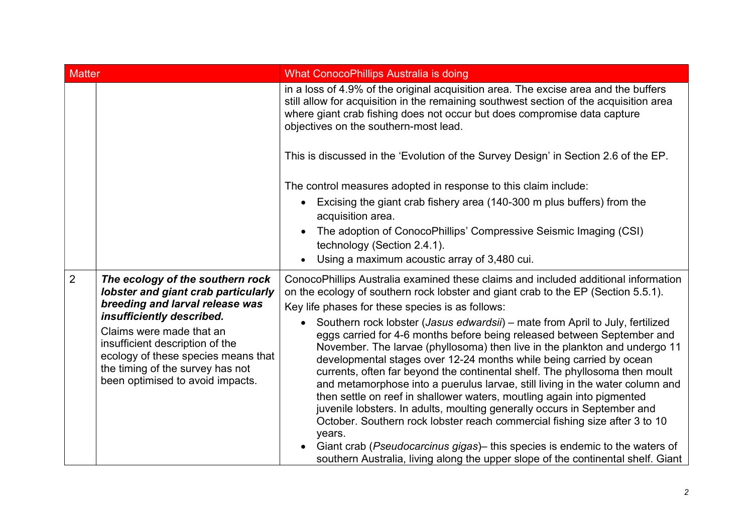| Matter | | What ConocoPhillips Australia is doing |
|---|---|---|
| | | in a loss of 4.9% of the original acquisition area. The excise area and the buffers still allow for acquisition in the remaining southwest section of the acquisition area where giant crab fishing does not occur but does compromise data capture objectives on the southern-most lead.<br><br>This is discussed in the 'Evolution of the Survey Design' in Section 2.6 of the EP.<br><br>The control measures adopted in response to this claim include:<br>• Excising the giant crab fishery area (140-300 m plus buffers) from the acquisition area.<br>• The adoption of ConocoPhillips' Compressive Seismic Imaging (CSI) technology (Section 2.4.1).<br>• Using a maximum acoustic array of 3,480 cui. |
| 2 | ***The ecology of the southern rock lobster and giant crab particularly breeding and larval release was insufficiently described.***<br>Claims were made that an insufficient description of the ecology of these species means that the timing of the survey has not been optimised to avoid impacts. | ConocoPhillips Australia examined these claims and included additional information on the ecology of southern rock lobster and giant crab to the EP (Section 5.5.1).<br>Key life phases for these species is as follows:<br>• Southern rock lobster (*Jasus edwardsii*) – mate from April to July, fertilized eggs carried for 4-6 months before being released between September and November. The larvae (phyllosoma) then live in the plankton and undergo 11 developmental stages over 12-24 months while being carried by ocean currents, often far beyond the continental shelf. The phyllosoma then moult and metamorphose into a puerulus larvae, still living in the water column and then settle on reef in shallower waters, moutling again into pigmented juvenile lobsters. In adults, moulting generally occurs in September and October. Southern rock lobster reach commercial fishing size after 3 to 10 years.<br>• Giant crab (*Pseudocarcinus gigas*)– this species is endemic to the waters of southern Australia, living along the upper slope of the continental shelf. Giant |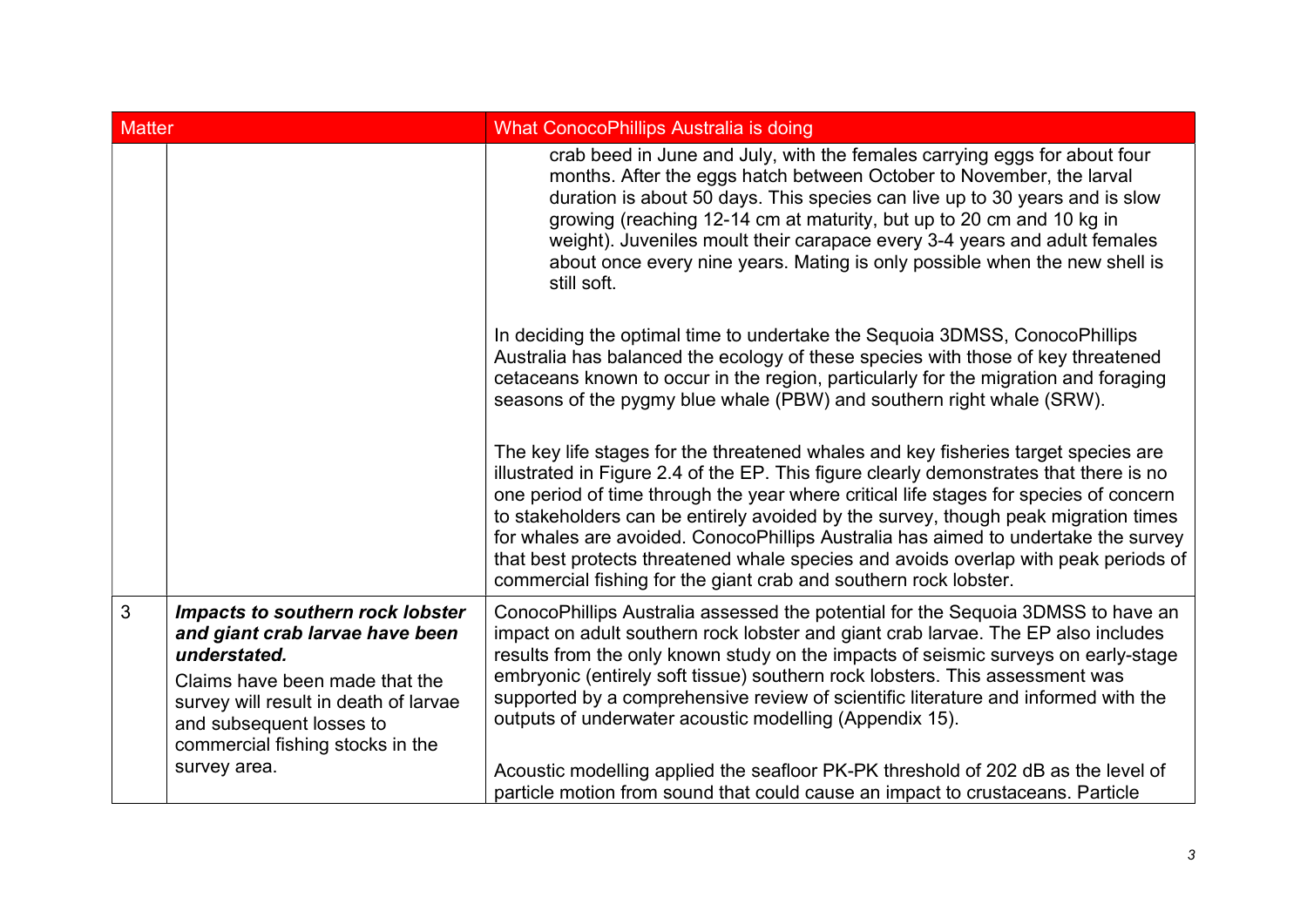| Matter | | What ConocoPhillips Australia is doing |
|---|---|---|
| | | crab beed in June and July, with the females carrying eggs for about four months. After the eggs hatch between October to November, the larval duration is about 50 days. This species can live up to 30 years and is slow growing (reaching 12-14 cm at maturity, but up to 20 cm and 10 kg in weight). Juveniles moult their carapace every 3-4 years and adult females about once every nine years. Mating is only possible when the new shell is still soft.<br><br>In deciding the optimal time to undertake the Sequoia 3DMSS, ConocoPhillips Australia has balanced the ecology of these species with those of key threatened cetaceans known to occur in the region, particularly for the migration and foraging seasons of the pygmy blue whale (PBW) and southern right whale (SRW).<br><br>The key life stages for the threatened whales and key fisheries target species are illustrated in Figure 2.4 of the EP. This figure clearly demonstrates that there is no one period of time through the year where critical life stages for species of concern to stakeholders can be entirely avoided by the survey, though peak migration times for whales are avoided. ConocoPhillips Australia has aimed to undertake the survey that best protects threatened whale species and avoids overlap with peak periods of commercial fishing for the giant crab and southern rock lobster. |
| 3 | ***Impacts to southern rock lobster and giant crab larvae have been understated.***<br><br>Claims have been made that the survey will result in death of larvae and subsequent losses to commercial fishing stocks in the survey area. | ConocoPhillips Australia assessed the potential for the Sequoia 3DMSS to have an impact on adult southern rock lobster and giant crab larvae. The EP also includes results from the only known study on the impacts of seismic surveys on early-stage embryonic (entirely soft tissue) southern rock lobsters. This assessment was supported by a comprehensive review of scientific literature and informed with the outputs of underwater acoustic modelling (Appendix 15).<br><br>Acoustic modelling applied the seafloor PK-PK threshold of 202 dB as the level of particle motion from sound that could cause an impact to crustaceans. Particle |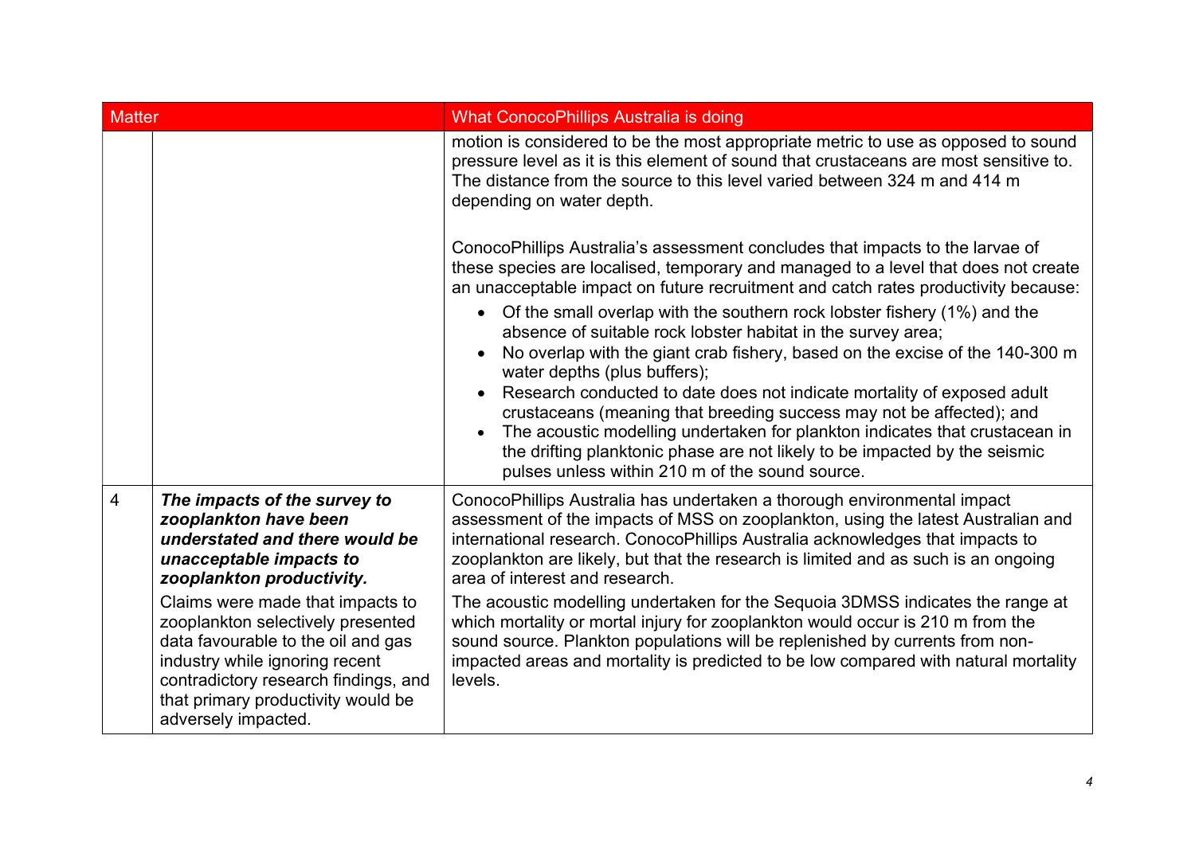| Matter | | What ConocoPhillips Australia is doing |
|---|---|---|
| | | motion is considered to be the most appropriate metric to use as opposed to sound pressure level as it is this element of sound that crustaceans are most sensitive to. The distance from the source to this level varied between 324 m and 414 m depending on water depth.<br><br>ConocoPhillips Australia's assessment concludes that impacts to the larvae of these species are localised, temporary and managed to a level that does not create an unacceptable impact on future recruitment and catch rates productivity because:<br>• Of the small overlap with the southern rock lobster fishery (1%) and the absence of suitable rock lobster habitat in the survey area;<br>• No overlap with the giant crab fishery, based on the excise of the 140-300 m water depths (plus buffers);<br>• Research conducted to date does not indicate mortality of exposed adult crustaceans (meaning that breeding success may not be affected); and<br>• The acoustic modelling undertaken for plankton indicates that crustacean in the drifting planktonic phase are not likely to be impacted by the seismic pulses unless within 210 m of the sound source. |
| 4 | ***The impacts of the survey to zooplankton have been understated and there would be unacceptable impacts to zooplankton productivity.***<br><br>Claims were made that impacts to zooplankton selectively presented data favourable to the oil and gas industry while ignoring recent contradictory research findings, and that primary productivity would be adversely impacted. | ConocoPhillips Australia has undertaken a thorough environmental impact assessment of the impacts of MSS on zooplankton, using the latest Australian and international research. ConocoPhillips Australia acknowledges that impacts to zooplankton are likely, but that the research is limited and as such is an ongoing area of interest and research.<br><br>The acoustic modelling undertaken for the Sequoia 3DMSS indicates the range at which mortality or mortal injury for zooplankton would occur is 210 m from the sound source. Plankton populations will be replenished by currents from non-impacted areas and mortality is predicted to be low compared with natural mortality levels. |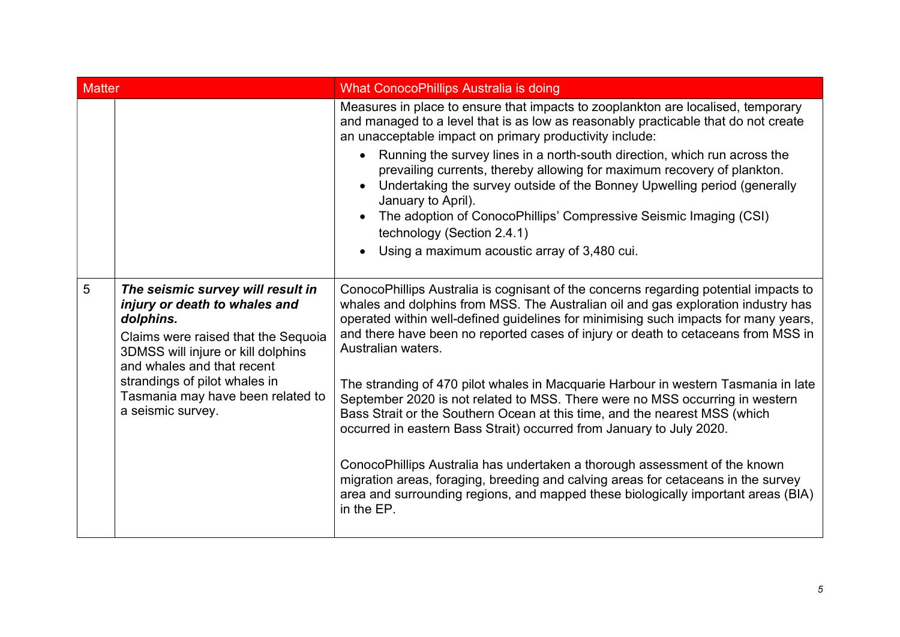| Matter | | What ConocoPhillips Australia is doing |
|---|---|---|
| | | Measures in place to ensure that impacts to zooplankton are localised, temporary and managed to a level that is as low as reasonably practicable that do not create an unacceptable impact on primary productivity include:<br>• Running the survey lines in a north-south direction, which run across the prevailing currents, thereby allowing for maximum recovery of plankton.<br>• Undertaking the survey outside of the Bonney Upwelling period (generally January to April).<br>• The adoption of ConocoPhillips' Compressive Seismic Imaging (CSI) technology (Section 2.4.1)<br>• Using a maximum acoustic array of 3,480 cui. |
| 5 | ***The seismic survey will result in injury or death to whales and dolphins.***<br>Claims were raised that the Sequoia 3DMSS will injure or kill dolphins and whales and that recent strandings of pilot whales in Tasmania may have been related to a seismic survey. | ConocoPhillips Australia is cognisant of the concerns regarding potential impacts to whales and dolphins from MSS. The Australian oil and gas exploration industry has operated within well-defined guidelines for minimising such impacts for many years, and there have been no reported cases of injury or death to cetaceans from MSS in Australian waters.<br><br>The stranding of 470 pilot whales in Macquarie Harbour in western Tasmania in late September 2020 is not related to MSS. There were no MSS occurring in western Bass Strait or the Southern Ocean at this time, and the nearest MSS (which occurred in eastern Bass Strait) occurred from January to July 2020.<br><br>ConocoPhillips Australia has undertaken a thorough assessment of the known migration areas, foraging, breeding and calving areas for cetaceans in the survey area and surrounding regions, and mapped these biologically important areas (BIA) in the EP. |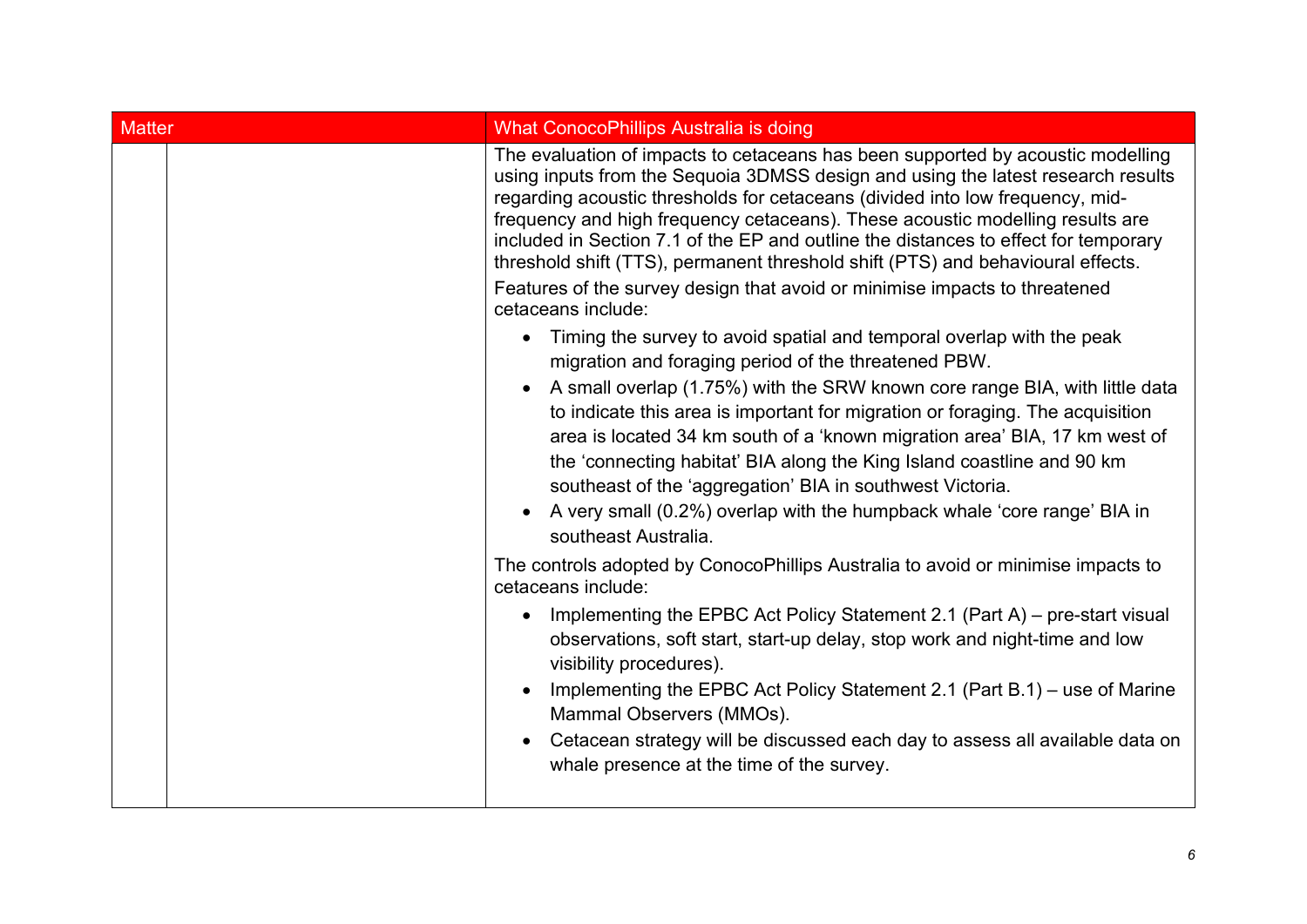| Matter | | What ConocoPhillips Australia is doing |
|---|---|---|
| | | The evaluation of impacts to cetaceans has been supported by acoustic modelling using inputs from the Sequoia 3DMSS design and using the latest research results regarding acoustic thresholds for cetaceans (divided into low frequency, mid-frequency and high frequency cetaceans). These acoustic modelling results are included in Section 7.1 of the EP and outline the distances to effect for temporary threshold shift (TTS), permanent threshold shift (PTS) and behavioural effects.<br><br>Features of the survey design that avoid or minimise impacts to threatened cetaceans include:<br><br>• Timing the survey to avoid spatial and temporal overlap with the peak migration and foraging period of the threatened PBW.<br>• A small overlap (1.75%) with the SRW known core range BIA, with little data to indicate this area is important for migration or foraging. The acquisition area is located 34 km south of a 'known migration area' BIA, 17 km west of the 'connecting habitat' BIA along the King Island coastline and 90 km southeast of the 'aggregation' BIA in southwest Victoria.<br>• A very small (0.2%) overlap with the humpback whale 'core range' BIA in southeast Australia.<br><br>The controls adopted by ConocoPhillips Australia to avoid or minimise impacts to cetaceans include:<br><br>• Implementing the EPBC Act Policy Statement 2.1 (Part A) – pre-start visual observations, soft start, start-up delay, stop work and night-time and low visibility procedures).<br>• Implementing the EPBC Act Policy Statement 2.1 (Part B.1) – use of Marine Mammal Observers (MMOs).<br>• Cetacean strategy will be discussed each day to assess all available data on whale presence at the time of the survey. |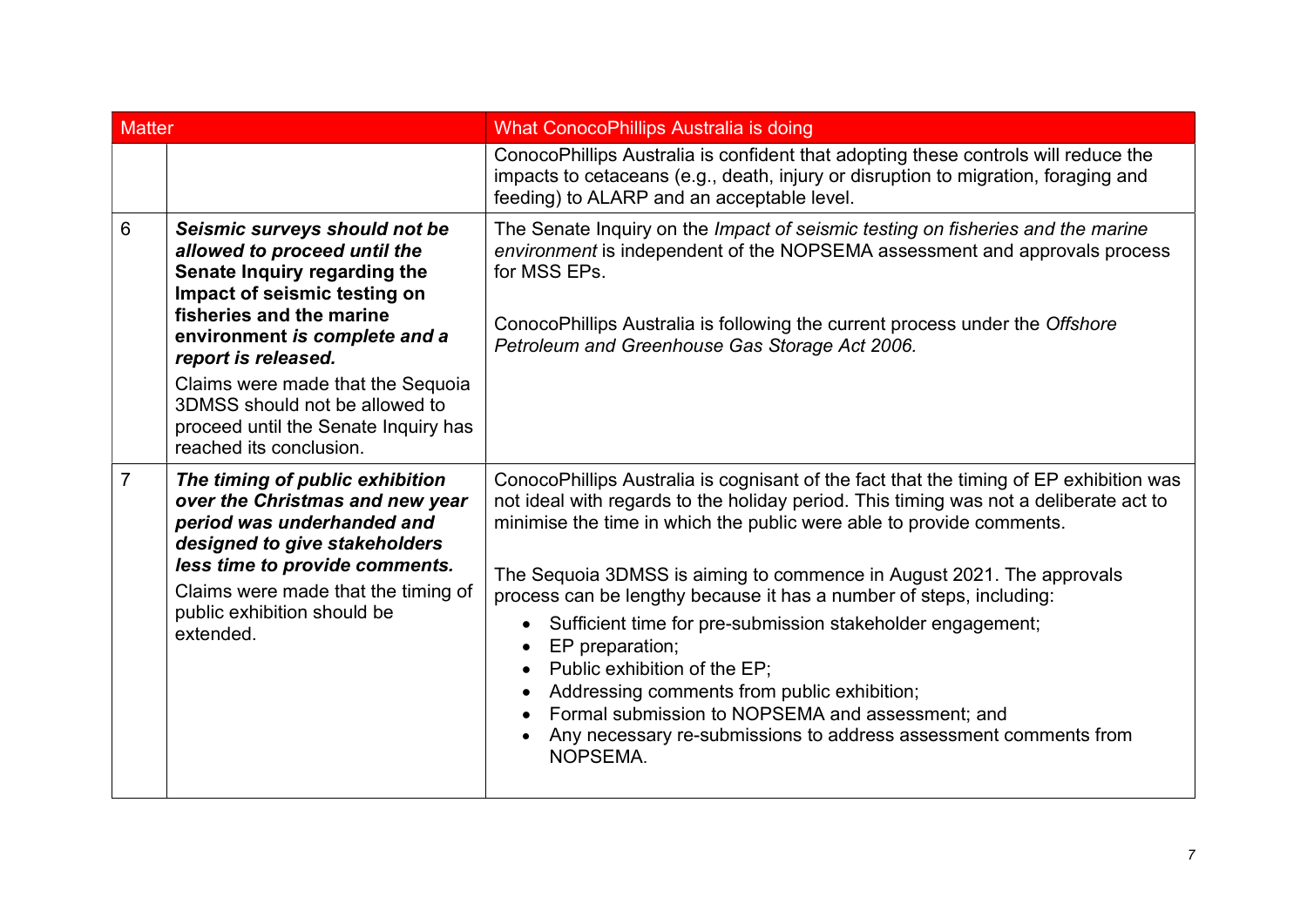| Matter | | What ConocoPhillips Australia is doing |
|---|---|---|
| | | ConocoPhillips Australia is confident that adopting these controls will reduce the impacts to cetaceans (e.g., death, injury or disruption to migration, foraging and feeding) to ALARP and an acceptable level. |
| 6 | ***Seismic surveys should not be allowed to proceed until the* Senate Inquiry regarding the Impact of seismic testing on fisheries and the marine environment *is complete and a report is released.***<br><br>Claims were made that the Sequoia 3DMSS should not be allowed to proceed until the Senate Inquiry has reached its conclusion. | The Senate Inquiry on the *Impact of seismic testing on fisheries and the marine environment* is independent of the NOPSEMA assessment and approvals process for MSS EPs.<br><br>ConocoPhillips Australia is following the current process under the *Offshore Petroleum and Greenhouse Gas Storage Act 2006.* |
| 7 | ***The timing of public exhibition over the Christmas and new year period was underhanded and designed to give stakeholders less time to provide comments.***<br><br>Claims were made that the timing of public exhibition should be extended. | ConocoPhillips Australia is cognisant of the fact that the timing of EP exhibition was not ideal with regards to the holiday period. This timing was not a deliberate act to minimise the time in which the public were able to provide comments.<br><br>The Sequoia 3DMSS is aiming to commence in August 2021. The approvals process can be lengthy because it has a number of steps, including:<br>• Sufficient time for pre-submission stakeholder engagement;<br>• EP preparation;<br>• Public exhibition of the EP;<br>• Addressing comments from public exhibition;<br>• Formal submission to NOPSEMA and assessment; and<br>• Any necessary re-submissions to address assessment comments from NOPSEMA. |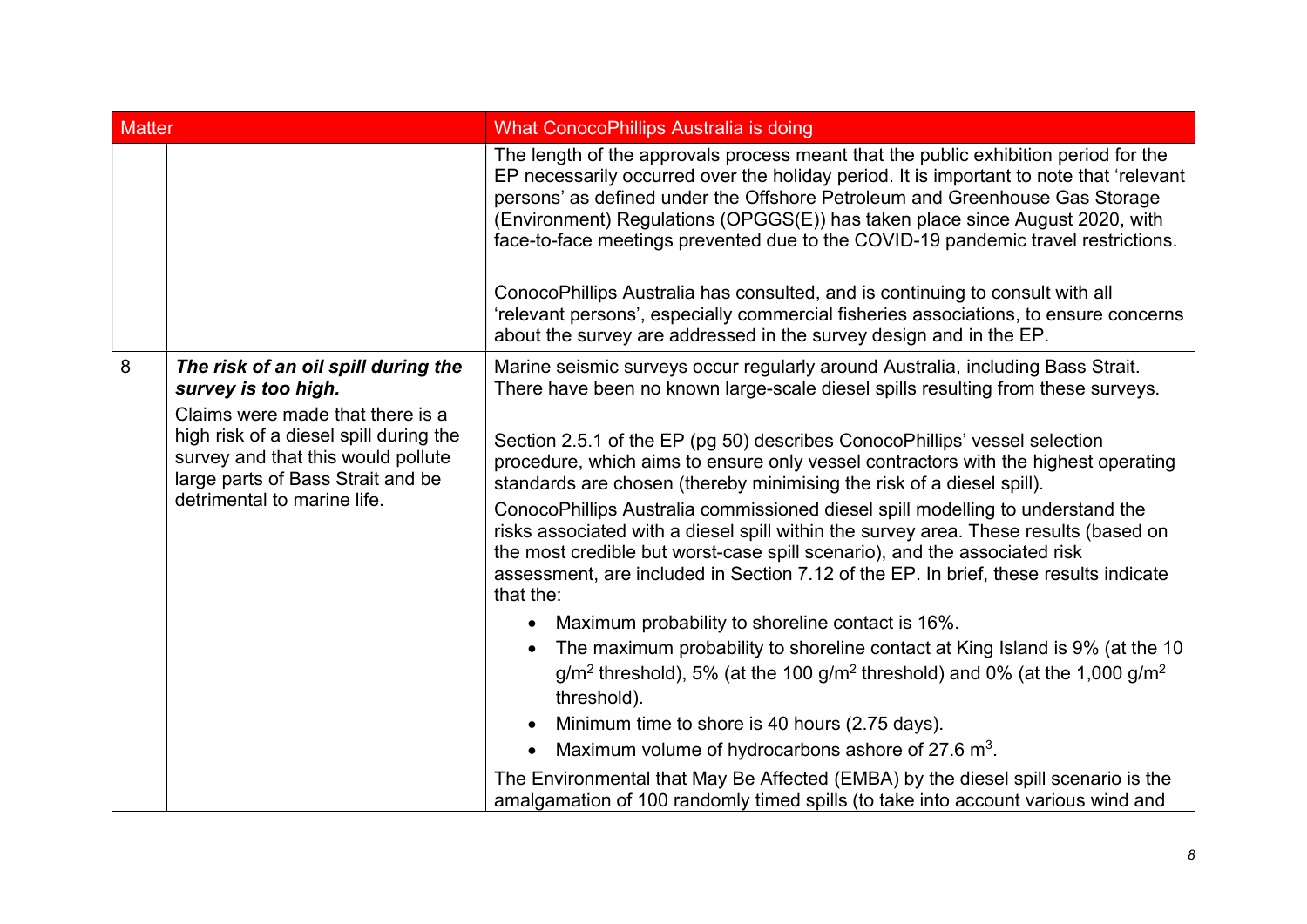| Matter | | What ConocoPhillips Australia is doing |
|---|---|---|
| | | The length of the approvals process meant that the public exhibition period for the EP necessarily occurred over the holiday period. It is important to note that 'relevant persons' as defined under the Offshore Petroleum and Greenhouse Gas Storage (Environment) Regulations (OPGGS(E)) has taken place since August 2020, with face-to-face meetings prevented due to the COVID-19 pandemic travel restrictions.<br><br>ConocoPhillips Australia has consulted, and is continuing to consult with all 'relevant persons', especially commercial fisheries associations, to ensure concerns about the survey are addressed in the survey design and in the EP. |
| 8 | ***The risk of an oil spill during the survey is too high.***<br>Claims were made that there is a high risk of a diesel spill during the survey and that this would pollute large parts of Bass Strait and be detrimental to marine life. | Marine seismic surveys occur regularly around Australia, including Bass Strait. There have been no known large-scale diesel spills resulting from these surveys.<br><br>Section 2.5.1 of the EP (pg 50) describes ConocoPhillips' vessel selection procedure, which aims to ensure only vessel contractors with the highest operating standards are chosen (thereby minimising the risk of a diesel spill).<br>ConocoPhillips Australia commissioned diesel spill modelling to understand the risks associated with a diesel spill within the survey area. These results (based on the most credible but worst-case spill scenario), and the associated risk assessment, are included in Section 7.12 of the EP. In brief, these results indicate that the:<br>• Maximum probability to shoreline contact is 16%.<br>• The maximum probability to shoreline contact at King Island is 9% (at the 10 $g/m^2$ threshold), 5% (at the 100 $g/m^2$ threshold) and 0% (at the 1,000 $g/m^2$ threshold).<br>• Minimum time to shore is 40 hours (2.75 days).<br>• Maximum volume of hydrocarbons ashore of 27.6 $m^3$.<br><br>The Environmental that May Be Affected (EMBA) by the diesel spill scenario is the amalgamation of 100 randomly timed spills (to take into account various wind and |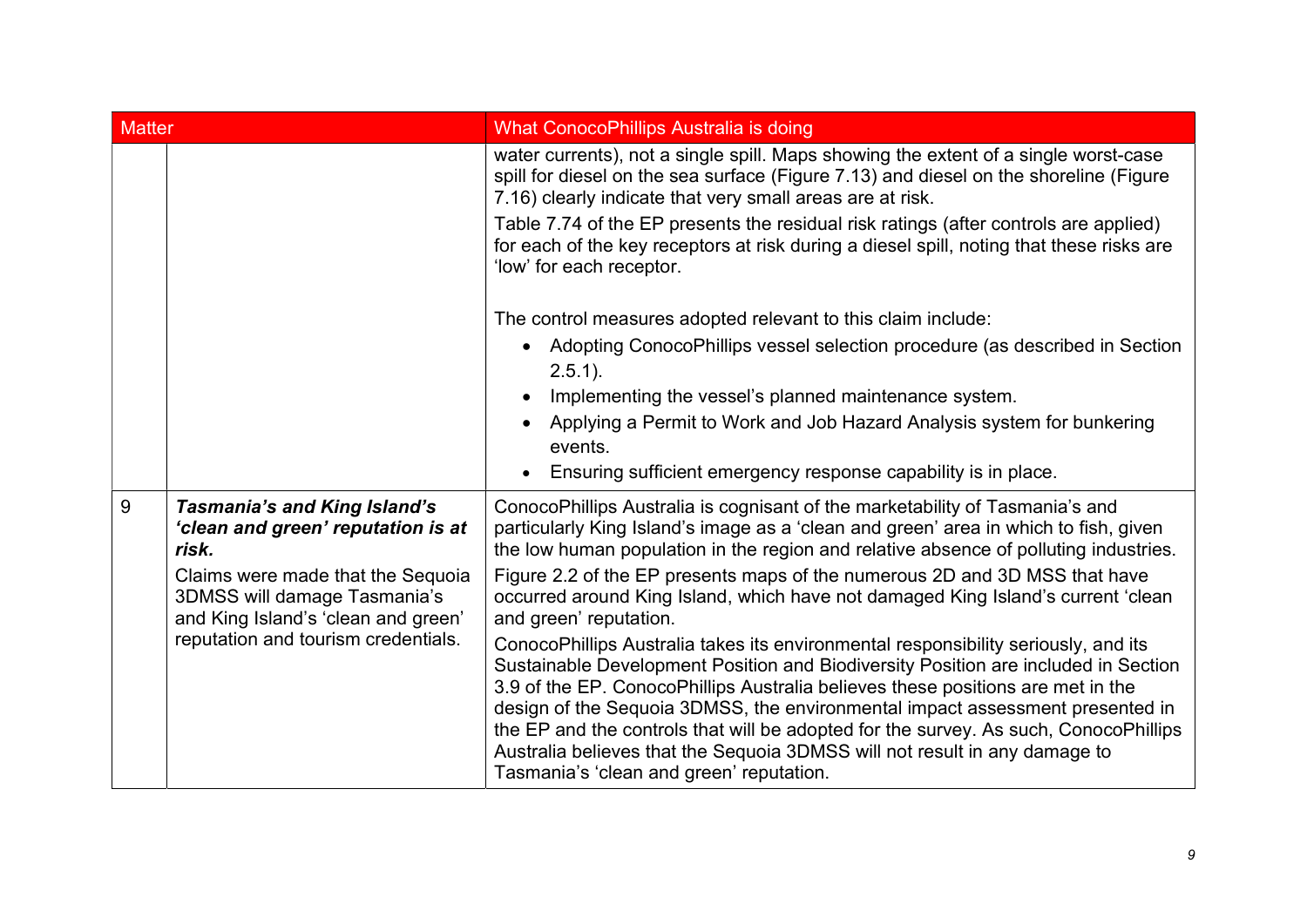| Matter | | What ConocoPhillips Australia is doing |
|---|---|---|
| | | water currents), not a single spill. Maps showing the extent of a single worst-case spill for diesel on the sea surface (Figure 7.13) and diesel on the shoreline (Figure 7.16) clearly indicate that very small areas are at risk.<br>Table 7.74 of the EP presents the residual risk ratings (after controls are applied) for each of the key receptors at risk during a diesel spill, noting that these risks are 'low' for each receptor.<br><br>The control measures adopted relevant to this claim include:<br>• Adopting ConocoPhillips vessel selection procedure (as described in Section 2.5.1).<br>• Implementing the vessel's planned maintenance system.<br>• Applying a Permit to Work and Job Hazard Analysis system for bunkering events.<br>• Ensuring sufficient emergency response capability is in place. |
| 9 | ***Tasmania's and King Island's 'clean and green' reputation is at risk.***<br>Claims were made that the Sequoia 3DMSS will damage Tasmania's and King Island's 'clean and green' reputation and tourism credentials. | ConocoPhillips Australia is cognisant of the marketability of Tasmania's and particularly King Island's image as a 'clean and green' area in which to fish, given the low human population in the region and relative absence of polluting industries.<br>Figure 2.2 of the EP presents maps of the numerous 2D and 3D MSS that have occurred around King Island, which have not damaged King Island's current 'clean and green' reputation.<br>ConocoPhillips Australia takes its environmental responsibility seriously, and its Sustainable Development Position and Biodiversity Position are included in Section 3.9 of the EP. ConocoPhillips Australia believes these positions are met in the design of the Sequoia 3DMSS, the environmental impact assessment presented in the EP and the controls that will be adopted for the survey. As such, ConocoPhillips Australia believes that the Sequoia 3DMSS will not result in any damage to Tasmania's 'clean and green' reputation. |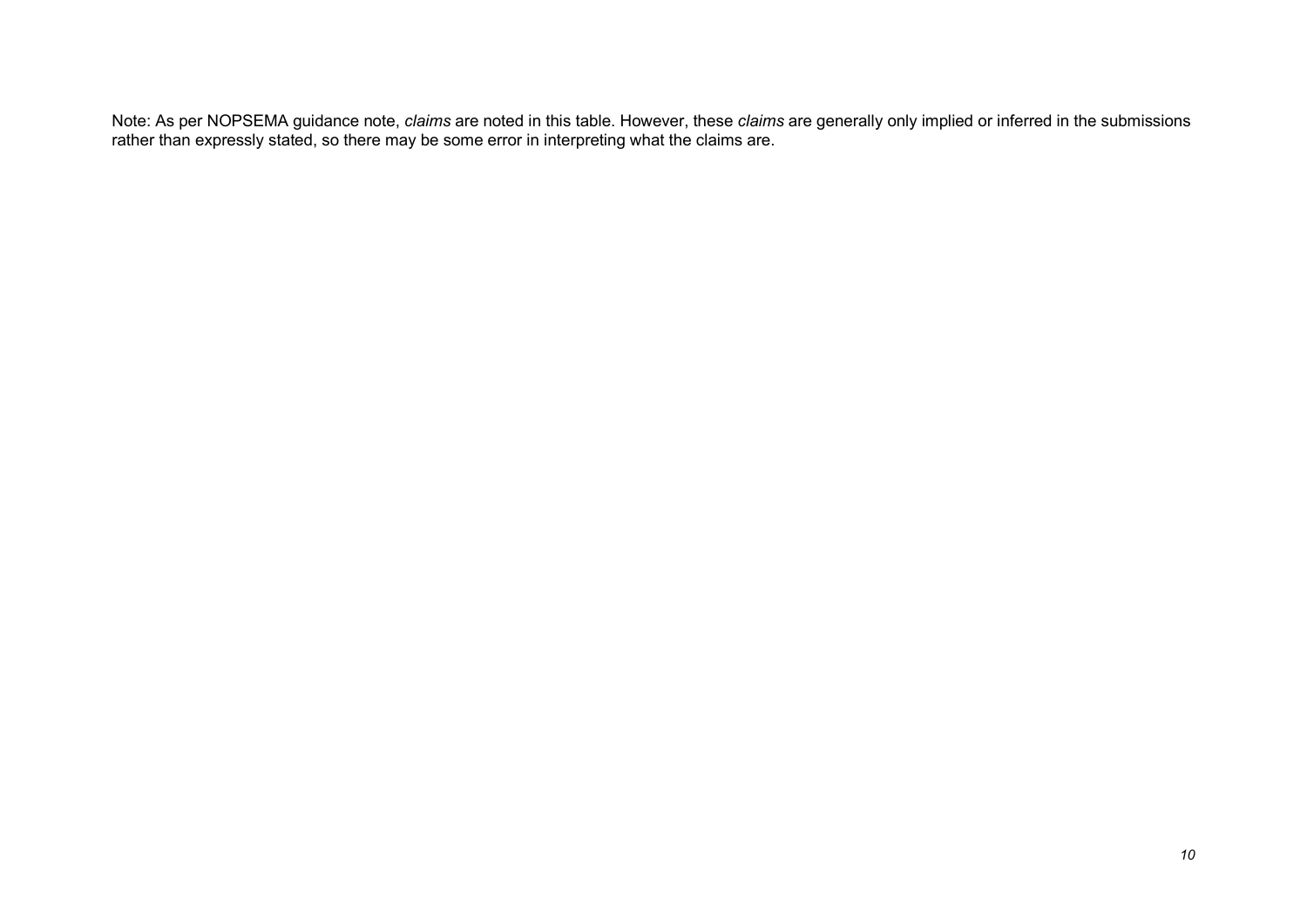Note: As per NOPSEMA guidance note, *claims* are noted in this table. However, these *claims* are generally only implied or inferred in the submissions rather than expressly stated, so there may be some error in interpreting what the claims are.